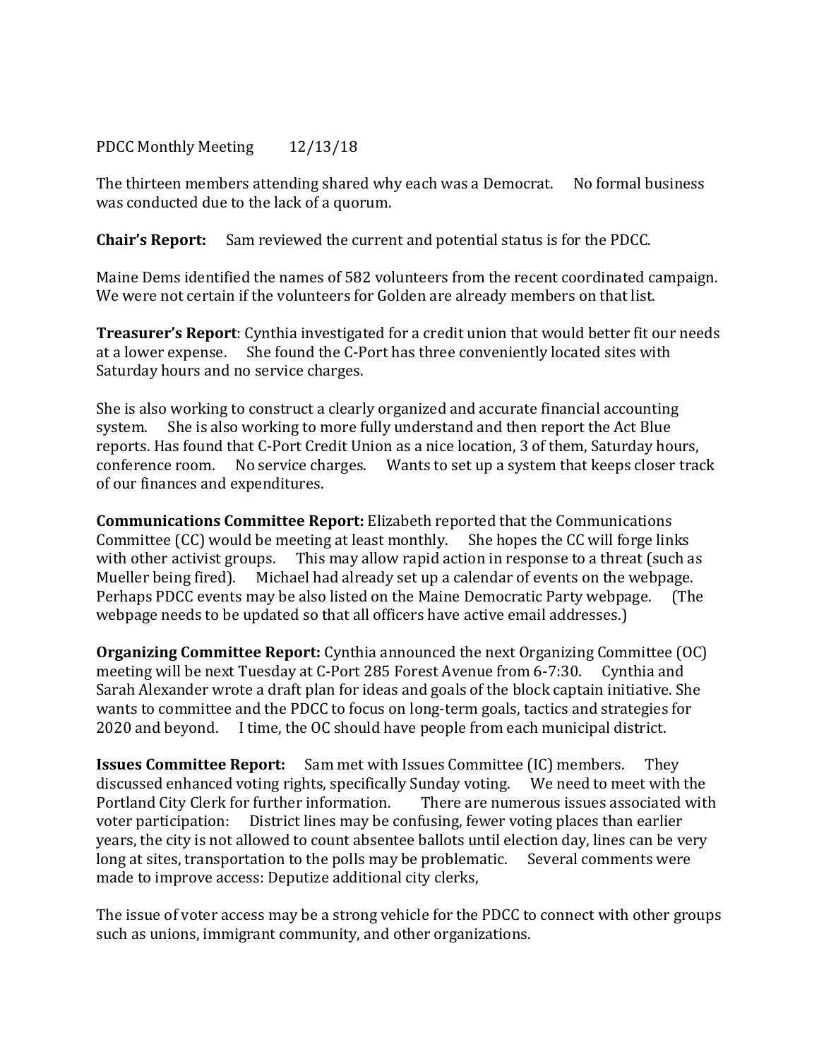PDCC Monthly Meeting 12/13/18

The thirteen members attending shared why each was a Democrat. No formal business was conducted due to the lack of a quorum.

**Chair's Report:** Sam reviewed the current and potential status is for the PDCC.

Maine Dems identified the names of 582 volunteers from the recent coordinated campaign. We were not certain if the volunteers for Golden are already members on that list.

**Treasurer's Report**: Cynthia investigated for a credit union that would better fit our needs at a lower expense. She found the C-Port has three conveniently located sites with Saturday hours and no service charges.

She is also working to construct a clearly organized and accurate financial accounting system. She is also working to more fully understand and then report the Act Blue reports. Has found that C-Port Credit Union as a nice location, 3 of them, Saturday hours, conference room. No service charges. Wants to set up a system that keeps closer track of our finances and expenditures.

**Communications Committee Report:** Elizabeth reported that the Communications Committee (CC) would be meeting at least monthly. She hopes the CC will forge links with other activist groups. This may allow rapid action in response to a threat (such as Mueller being fired). Michael had already set up a calendar of events on the webpage. Perhaps PDCC events may be also listed on the Maine Democratic Party webpage. (The webpage needs to be updated so that all officers have active email addresses.)

**Organizing Committee Report:** Cynthia announced the next Organizing Committee (OC) meeting will be next Tuesday at C-Port 285 Forest Avenue from 6-7:30. Cynthia and Sarah Alexander wrote a draft plan for ideas and goals of the block captain initiative. She wants to committee and the PDCC to focus on long-term goals, tactics and strategies for 2020 and beyond. I time, the OC should have people from each municipal district.

**Issues Committee Report:** Sam met with Issues Committee (IC) members. They discussed enhanced voting rights, specifically Sunday voting. We need to meet with the Portland City Clerk for further information. There are numerous issues associated with voter participation: District lines may be confusing, fewer voting places than earlier years, the city is not allowed to count absentee ballots until election day, lines can be very long at sites, transportation to the polls may be problematic. Several comments were made to improve access: Deputize additional city clerks,

The issue of voter access may be a strong vehicle for the PDCC to connect with other groups such as unions, immigrant community, and other organizations.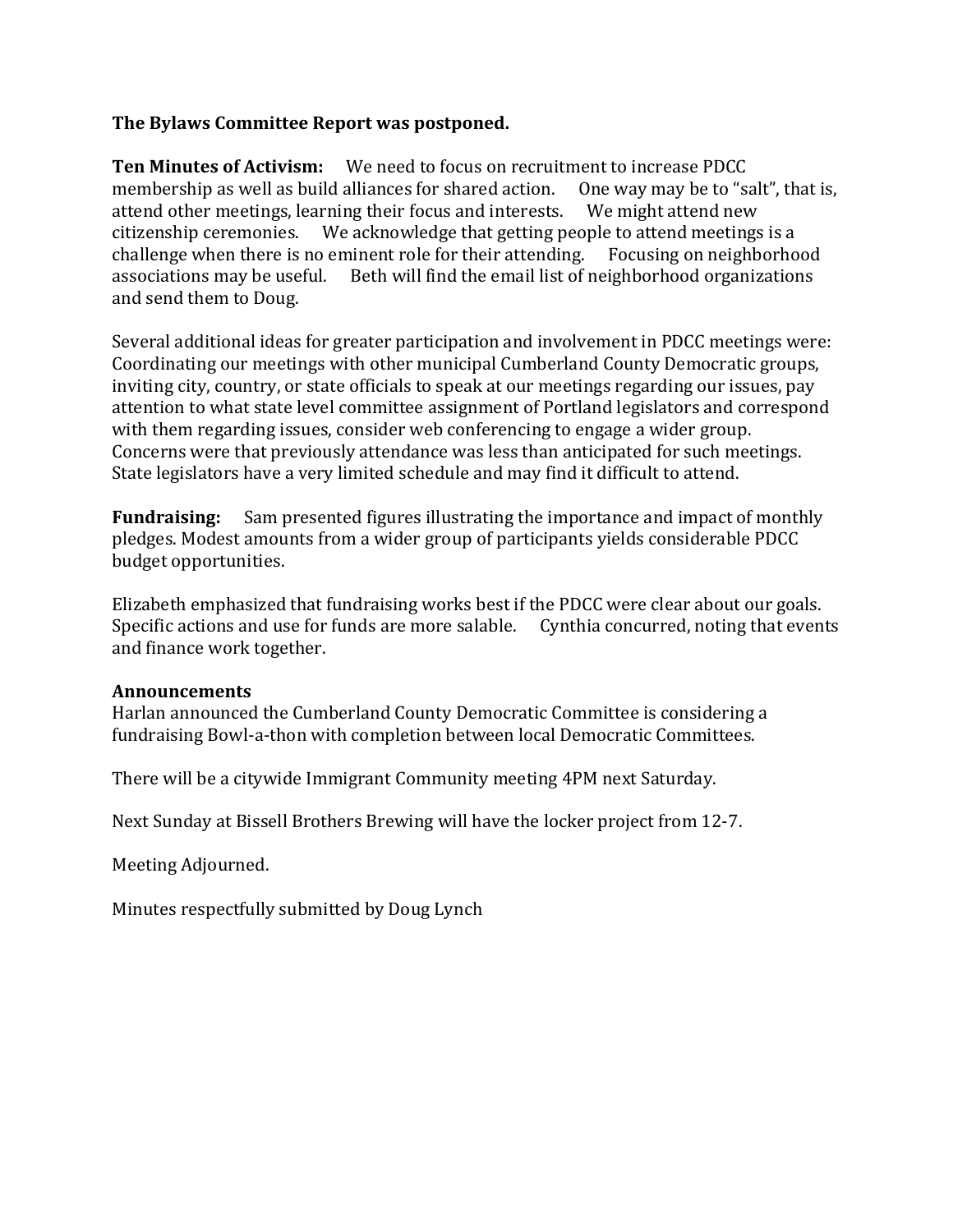**The Bylaws Committee Report was postponed.**

**Ten Minutes of Activism:** We need to focus on recruitment to increase PDCC membership as well as build alliances for shared action. One way may be to "salt", that is, attend other meetings, learning their focus and interests. We might attend new citizenship ceremonies. We acknowledge that getting people to attend meetings is a challenge when there is no eminent role for their attending. Focusing on neighborhood associations may be useful. Beth will find the email list of neighborhood organizations and send them to Doug.

Several additional ideas for greater participation and involvement in PDCC meetings were: Coordinating our meetings with other municipal Cumberland County Democratic groups, inviting city, country, or state officials to speak at our meetings regarding our issues, pay attention to what state level committee assignment of Portland legislators and correspond with them regarding issues, consider web conferencing to engage a wider group. Concerns were that previously attendance was less than anticipated for such meetings. State legislators have a very limited schedule and may find it difficult to attend.

**Fundraising:** Sam presented figures illustrating the importance and impact of monthly pledges. Modest amounts from a wider group of participants yields considerable PDCC budget opportunities.

Elizabeth emphasized that fundraising works best if the PDCC were clear about our goals. Specific actions and use for funds are more salable. Cynthia concurred, noting that events and finance work together.

**Announcements**

Harlan announced the Cumberland County Democratic Committee is considering a fundraising Bowl-a-thon with completion between local Democratic Committees.

There will be a citywide Immigrant Community meeting 4PM next Saturday.

Next Sunday at Bissell Brothers Brewing will have the locker project from 12-7.

Meeting Adjourned.

Minutes respectfully submitted by Doug Lynch